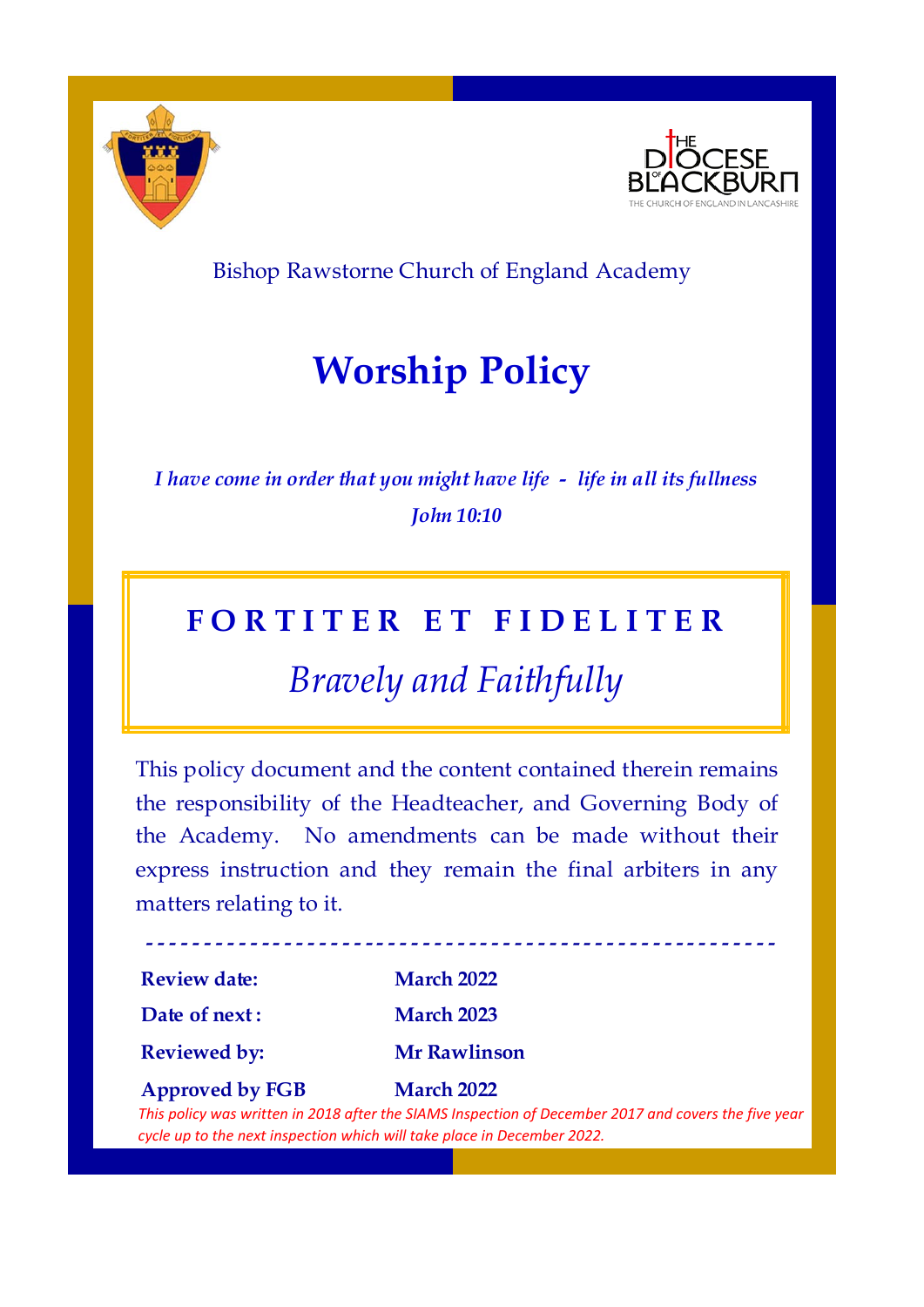Bishop Rawstorne Church of England Academy

# Worship Policy

*I have come in order that you might have life - life in all its fullness*

*John 10:10*

**FORTITER ET FIDELITER**

*Bravely and Faithfully*

This policy document and the content contained therein remains the responsibility of the Headteacher, and Governing Body of the Academy. No amendments can be made without their express instruction and they remain the final arbiters in any matters relating to it.

---

| | |
|---|---|
| **Review date:** | **March 2022** |
| **Date of next :** | **March 2023** |
| **Reviewed by:** | **Mr Rawlinson** |
| **Approved by FGB** | **March 2022** |

*This policy was written in 2018 after the SIAMS Inspection of December 2017 and covers the five year cycle up to the next inspection which will take place in December 2022.*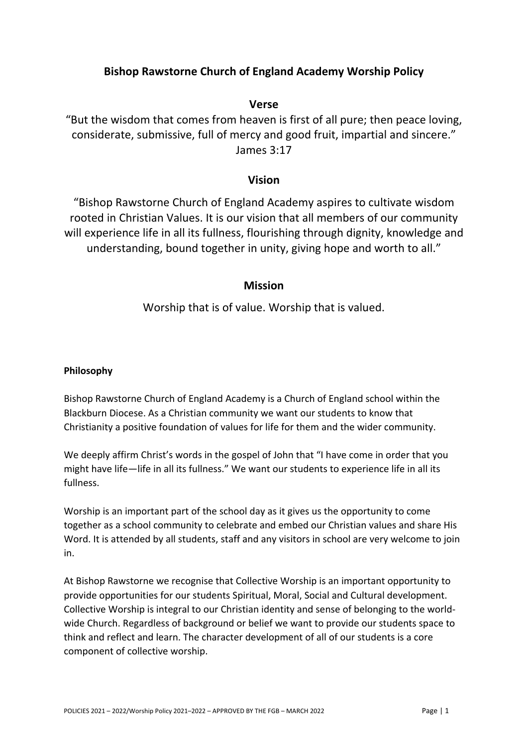# Bishop Rawstorne Church of England Academy Worship Policy

## Verse

"But the wisdom that comes from heaven is first of all pure; then peace loving, considerate, submissive, full of mercy and good fruit, impartial and sincere."
James 3:17

## Vision

"Bishop Rawstorne Church of England Academy aspires to cultivate wisdom rooted in Christian Values. It is our vision that all members of our community will experience life in all its fullness, flourishing through dignity, knowledge and understanding, bound together in unity, giving hope and worth to all."

## Mission

Worship that is of value. Worship that is valued.

### Philosophy

Bishop Rawstorne Church of England Academy is a Church of England school within the Blackburn Diocese. As a Christian community we want our students to know that Christianity a positive foundation of values for life for them and the wider community.

We deeply affirm Christ's words in the gospel of John that "I have come in order that you might have life—life in all its fullness." We want our students to experience life in all its fullness.

Worship is an important part of the school day as it gives us the opportunity to come together as a school community to celebrate and embed our Christian values and share His Word. It is attended by all students, staff and any visitors in school are very welcome to join in.

At Bishop Rawstorne we recognise that Collective Worship is an important opportunity to provide opportunities for our students Spiritual, Moral, Social and Cultural development. Collective Worship is integral to our Christian identity and sense of belonging to the world-wide Church. Regardless of background or belief we want to provide our students space to think and reflect and learn. The character development of all of our students is a core component of collective worship.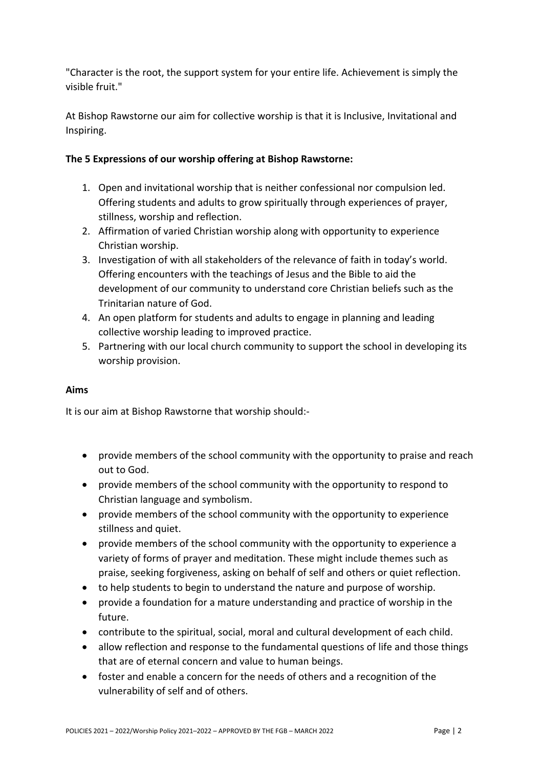"Character is the root, the support system for your entire life. Achievement is simply the visible fruit."

At Bishop Rawstorne our aim for collective worship is that it is Inclusive, Invitational and Inspiring.

**The 5 Expressions of our worship offering at Bishop Rawstorne:**

1. Open and invitational worship that is neither confessional nor compulsion led. Offering students and adults to grow spiritually through experiences of prayer, stillness, worship and reflection.
2. Affirmation of varied Christian worship along with opportunity to experience Christian worship.
3. Investigation of with all stakeholders of the relevance of faith in today's world. Offering encounters with the teachings of Jesus and the Bible to aid the development of our community to understand core Christian beliefs such as the Trinitarian nature of God.
4. An open platform for students and adults to engage in planning and leading collective worship leading to improved practice.
5. Partnering with our local church community to support the school in developing its worship provision.

**Aims**

It is our aim at Bishop Rawstorne that worship should:-

- provide members of the school community with the opportunity to praise and reach out to God.
- provide members of the school community with the opportunity to respond to Christian language and symbolism.
- provide members of the school community with the opportunity to experience stillness and quiet.
- provide members of the school community with the opportunity to experience a variety of forms of prayer and meditation. These might include themes such as praise, seeking forgiveness, asking on behalf of self and others or quiet reflection.
- to help students to begin to understand the nature and purpose of worship.
- provide a foundation for a mature understanding and practice of worship in the future.
- contribute to the spiritual, social, moral and cultural development of each child.
- allow reflection and response to the fundamental questions of life and those things that are of eternal concern and value to human beings.
- foster and enable a concern for the needs of others and a recognition of the vulnerability of self and of others.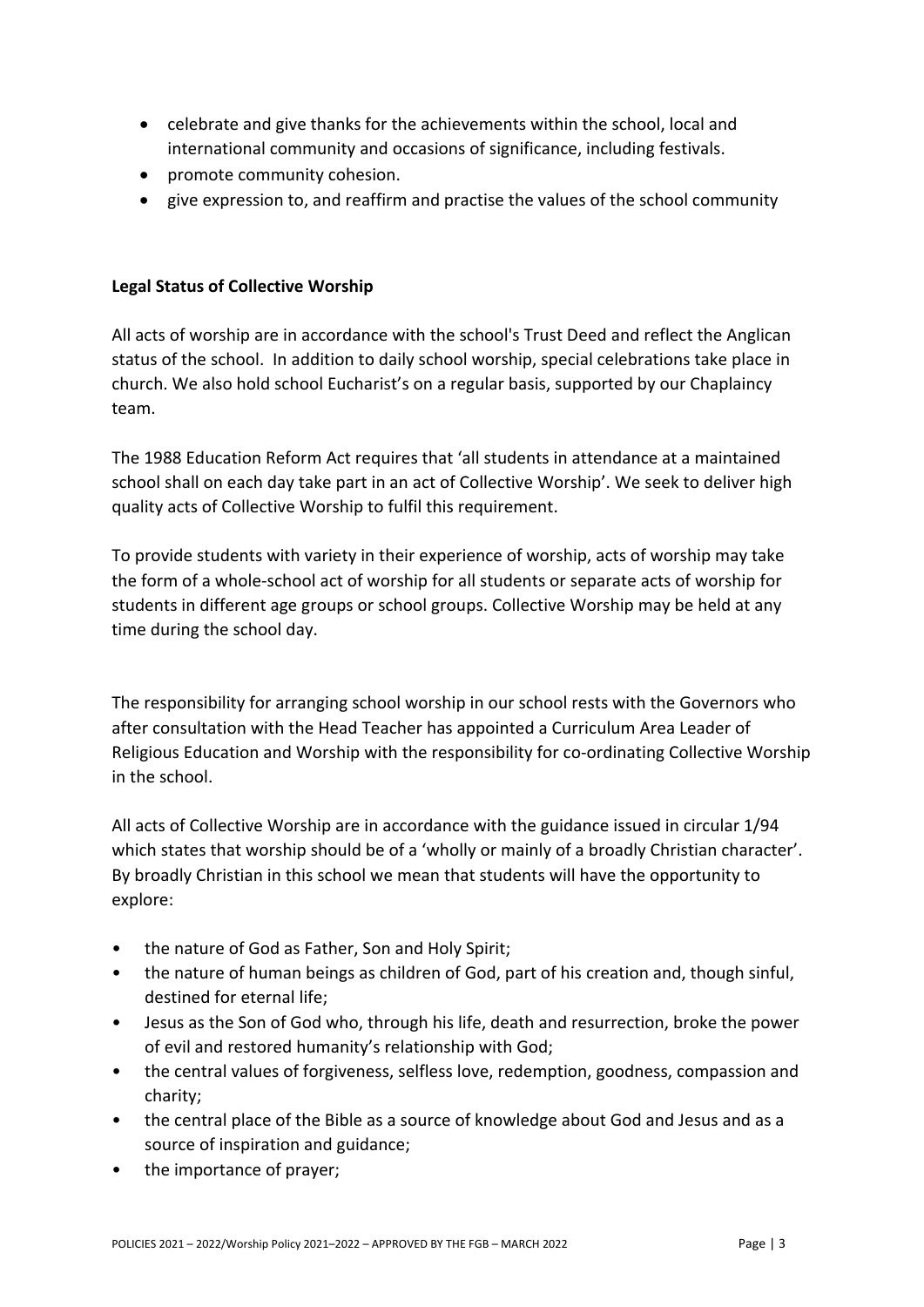- celebrate and give thanks for the achievements within the school, local and international community and occasions of significance, including festivals.
- promote community cohesion.
- give expression to, and reaffirm and practise the values of the school community

**Legal Status of Collective Worship**

All acts of worship are in accordance with the school's Trust Deed and reflect the Anglican status of the school. In addition to daily school worship, special celebrations take place in church. We also hold school Eucharist's on a regular basis, supported by our Chaplaincy team.

The 1988 Education Reform Act requires that 'all students in attendance at a maintained school shall on each day take part in an act of Collective Worship'. We seek to deliver high quality acts of Collective Worship to fulfil this requirement.

To provide students with variety in their experience of worship, acts of worship may take the form of a whole-school act of worship for all students or separate acts of worship for students in different age groups or school groups. Collective Worship may be held at any time during the school day.

The responsibility for arranging school worship in our school rests with the Governors who after consultation with the Head Teacher has appointed a Curriculum Area Leader of Religious Education and Worship with the responsibility for co-ordinating Collective Worship in the school.

All acts of Collective Worship are in accordance with the guidance issued in circular 1/94 which states that worship should be of a 'wholly or mainly of a broadly Christian character'. By broadly Christian in this school we mean that students will have the opportunity to explore:

- the nature of God as Father, Son and Holy Spirit;
- the nature of human beings as children of God, part of his creation and, though sinful, destined for eternal life;
- Jesus as the Son of God who, through his life, death and resurrection, broke the power of evil and restored humanity's relationship with God;
- the central values of forgiveness, selfless love, redemption, goodness, compassion and charity;
- the central place of the Bible as a source of knowledge about God and Jesus and as a source of inspiration and guidance;
- the importance of prayer;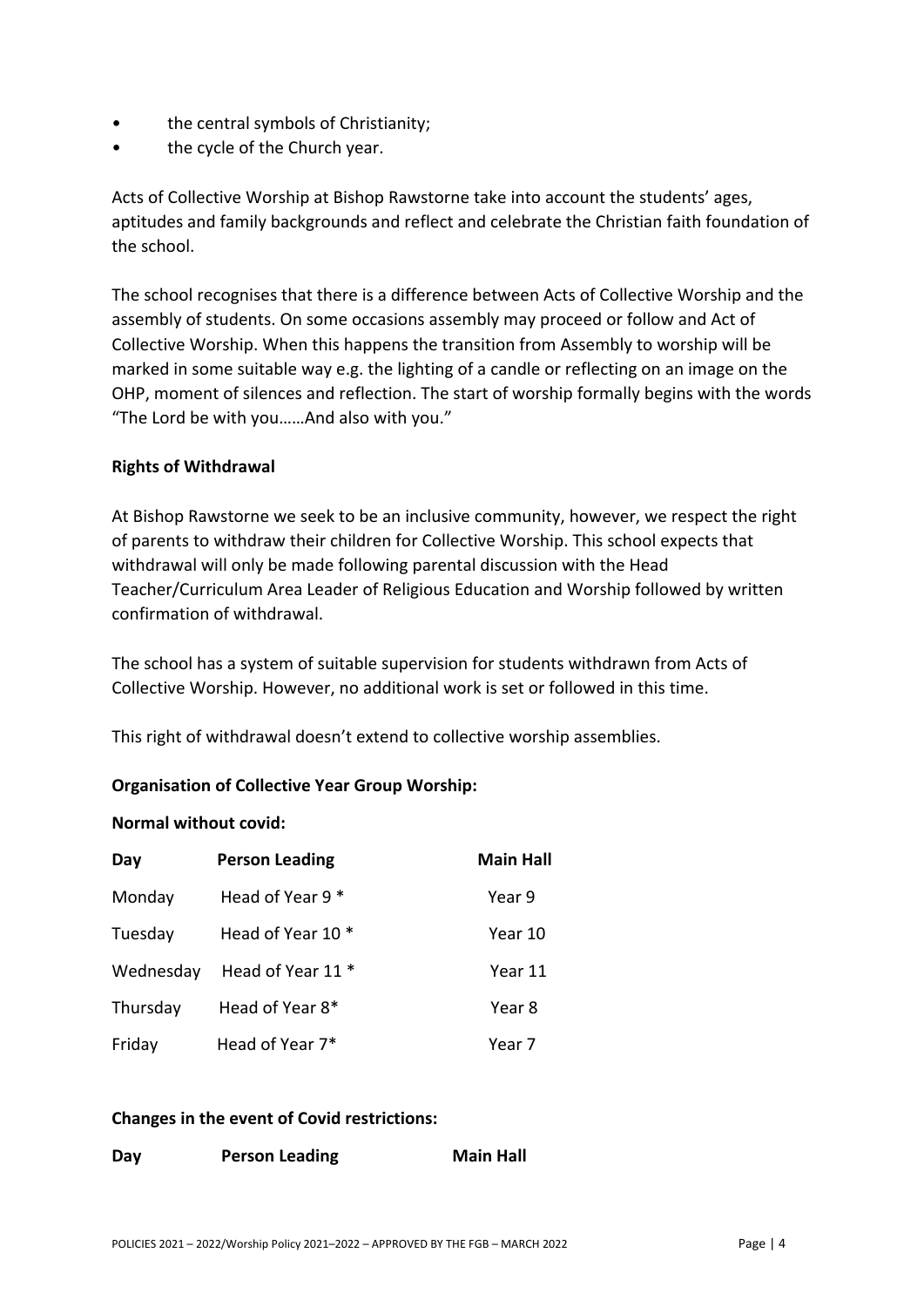- the central symbols of Christianity;
- the cycle of the Church year.

Acts of Collective Worship at Bishop Rawstorne take into account the students' ages, aptitudes and family backgrounds and reflect and celebrate the Christian faith foundation of the school.

The school recognises that there is a difference between Acts of Collective Worship and the assembly of students. On some occasions assembly may proceed or follow and Act of Collective Worship. When this happens the transition from Assembly to worship will be marked in some suitable way e.g. the lighting of a candle or reflecting on an image on the OHP, moment of silences and reflection. The start of worship formally begins with the words "The Lord be with you……And also with you."

**Rights of Withdrawal**

At Bishop Rawstorne we seek to be an inclusive community, however, we respect the right of parents to withdraw their children for Collective Worship. This school expects that withdrawal will only be made following parental discussion with the Head Teacher/Curriculum Area Leader of Religious Education and Worship followed by written confirmation of withdrawal.

The school has a system of suitable supervision for students withdrawn from Acts of Collective Worship. However, no additional work is set or followed in this time.

This right of withdrawal doesn't extend to collective worship assemblies.

**Organisation of Collective Year Group Worship:**

**Normal without covid:**

| Day | Person Leading | Main Hall |
|---|---|---|
| Monday | Head of Year 9 * | Year 9 |
| Tuesday | Head of Year 10 * | Year 10 |
| Wednesday | Head of Year 11 * | Year 11 |
| Thursday | Head of Year 8* | Year 8 |
| Friday | Head of Year 7* | Year 7 |

**Changes in the event of Covid restrictions:**

| Day | Person Leading | Main Hall |
|---|---|---|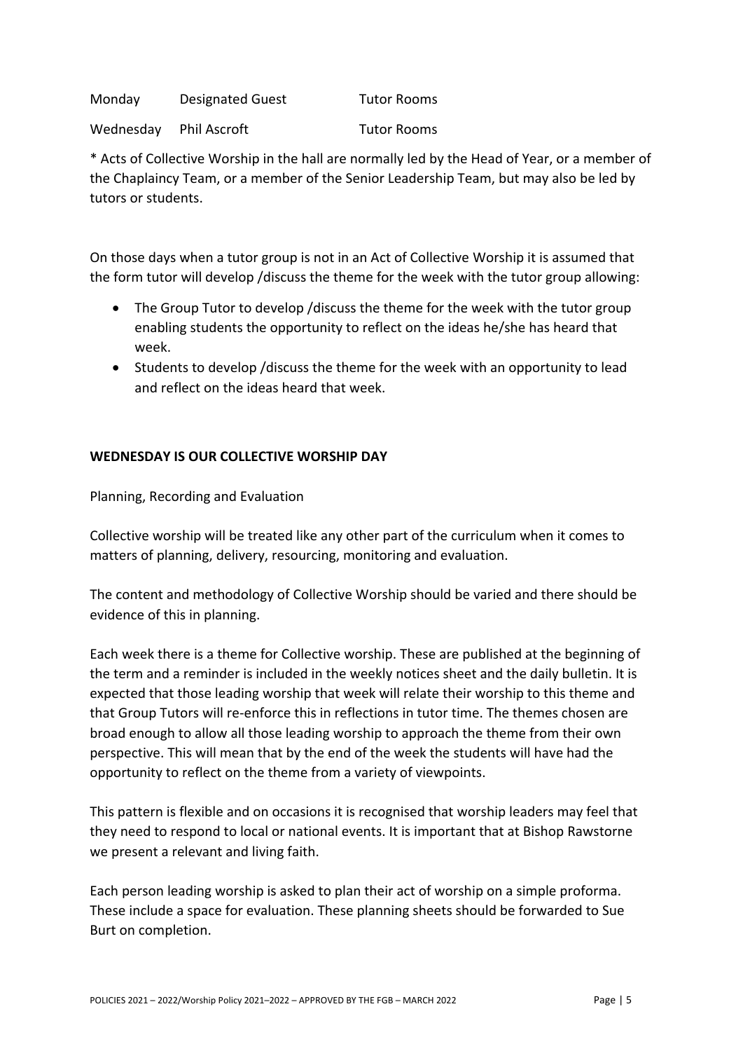| | | |
|---|---|---|
| Monday | Designated Guest | Tutor Rooms |
| Wednesday | Phil Ascroft | Tutor Rooms |

* Acts of Collective Worship in the hall are normally led by the Head of Year, or a member of the Chaplaincy Team, or a member of the Senior Leadership Team, but may also be led by tutors or students.

On those days when a tutor group is not in an Act of Collective Worship it is assumed that the form tutor will develop /discuss the theme for the week with the tutor group allowing:

- The Group Tutor to develop /discuss the theme for the week with the tutor group enabling students the opportunity to reflect on the ideas he/she has heard that week.
- Students to develop /discuss the theme for the week with an opportunity to lead and reflect on the ideas heard that week.

**WEDNESDAY IS OUR COLLECTIVE WORSHIP DAY**

Planning, Recording and Evaluation

Collective worship will be treated like any other part of the curriculum when it comes to matters of planning, delivery, resourcing, monitoring and evaluation.

The content and methodology of Collective Worship should be varied and there should be evidence of this in planning.

Each week there is a theme for Collective worship. These are published at the beginning of the term and a reminder is included in the weekly notices sheet and the daily bulletin. It is expected that those leading worship that week will relate their worship to this theme and that Group Tutors will re-enforce this in reflections in tutor time. The themes chosen are broad enough to allow all those leading worship to approach the theme from their own perspective. This will mean that by the end of the week the students will have had the opportunity to reflect on the theme from a variety of viewpoints.

This pattern is flexible and on occasions it is recognised that worship leaders may feel that they need to respond to local or national events. It is important that at Bishop Rawstorne we present a relevant and living faith.

Each person leading worship is asked to plan their act of worship on a simple proforma. These include a space for evaluation. These planning sheets should be forwarded to Sue Burt on completion.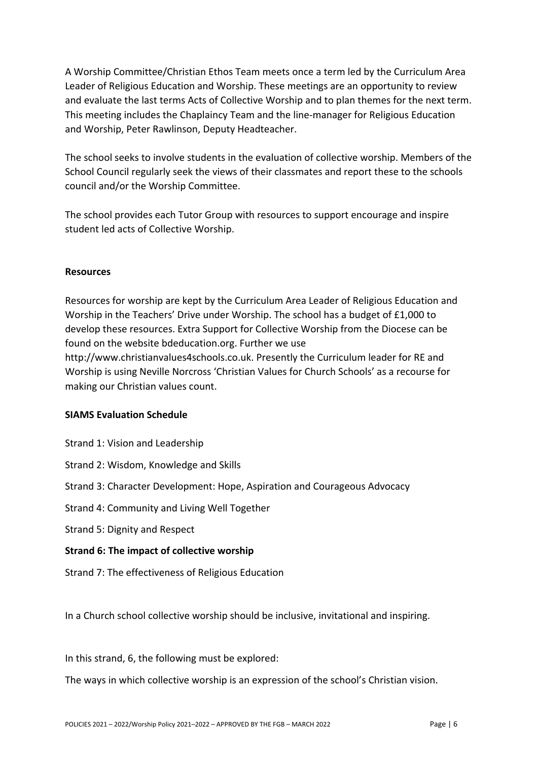A Worship Committee/Christian Ethos Team meets once a term led by the Curriculum Area Leader of Religious Education and Worship. These meetings are an opportunity to review and evaluate the last terms Acts of Collective Worship and to plan themes for the next term. This meeting includes the Chaplaincy Team and the line-manager for Religious Education and Worship, Peter Rawlinson, Deputy Headteacher.

The school seeks to involve students in the evaluation of collective worship. Members of the School Council regularly seek the views of their classmates and report these to the schools council and/or the Worship Committee.

The school provides each Tutor Group with resources to support encourage and inspire student led acts of Collective Worship.

**Resources**

Resources for worship are kept by the Curriculum Area Leader of Religious Education and Worship in the Teachers' Drive under Worship. The school has a budget of £1,000 to develop these resources. Extra Support for Collective Worship from the Diocese can be found on the website bdeducation.org. Further we use http://www.christianvalues4schools.co.uk. Presently the Curriculum leader for RE and Worship is using Neville Norcross 'Christian Values for Church Schools' as a recourse for making our Christian values count.

**SIAMS Evaluation Schedule**

Strand 1: Vision and Leadership

Strand 2: Wisdom, Knowledge and Skills

Strand 3: Character Development: Hope, Aspiration and Courageous Advocacy

Strand 4: Community and Living Well Together

Strand 5: Dignity and Respect

**Strand 6: The impact of collective worship**

Strand 7: The effectiveness of Religious Education

In a Church school collective worship should be inclusive, invitational and inspiring.

In this strand, 6, the following must be explored:

The ways in which collective worship is an expression of the school's Christian vision.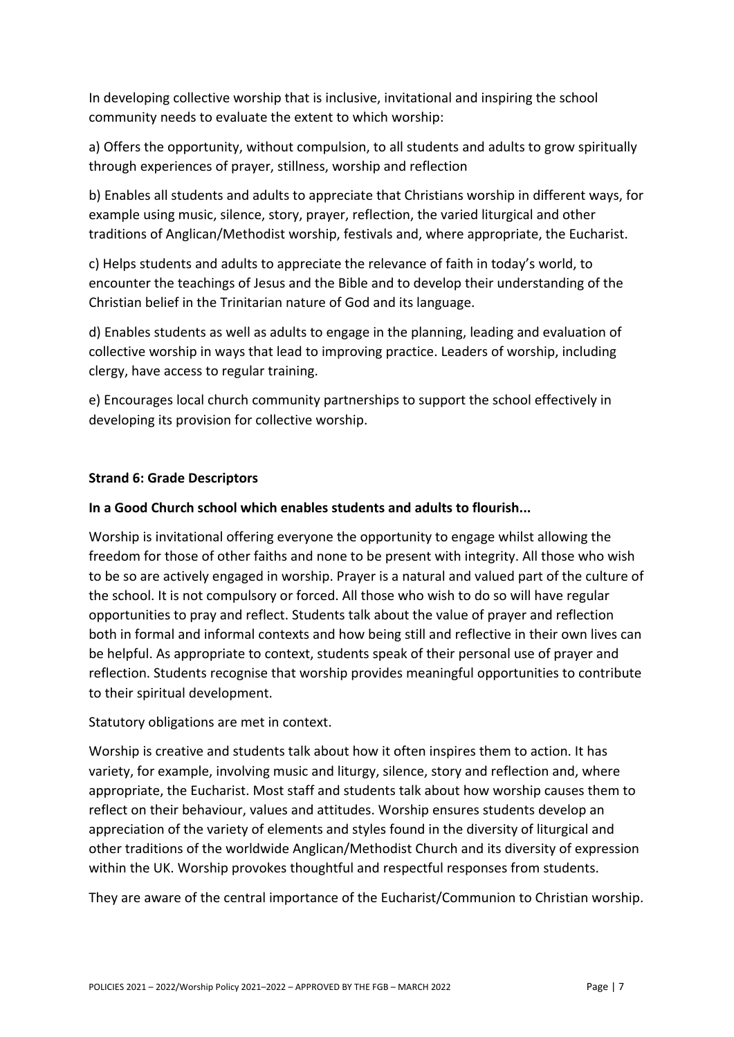In developing collective worship that is inclusive, invitational and inspiring the school community needs to evaluate the extent to which worship:

a) Offers the opportunity, without compulsion, to all students and adults to grow spiritually through experiences of prayer, stillness, worship and reflection

b) Enables all students and adults to appreciate that Christians worship in different ways, for example using music, silence, story, prayer, reflection, the varied liturgical and other traditions of Anglican/Methodist worship, festivals and, where appropriate, the Eucharist.

c) Helps students and adults to appreciate the relevance of faith in today's world, to encounter the teachings of Jesus and the Bible and to develop their understanding of the Christian belief in the Trinitarian nature of God and its language.

d) Enables students as well as adults to engage in the planning, leading and evaluation of collective worship in ways that lead to improving practice. Leaders of worship, including clergy, have access to regular training.

e) Encourages local church community partnerships to support the school effectively in developing its provision for collective worship.

**Strand 6: Grade Descriptors**

**In a Good Church school which enables students and adults to flourish...**

Worship is invitational offering everyone the opportunity to engage whilst allowing the freedom for those of other faiths and none to be present with integrity. All those who wish to be so are actively engaged in worship. Prayer is a natural and valued part of the culture of the school. It is not compulsory or forced. All those who wish to do so will have regular opportunities to pray and reflect. Students talk about the value of prayer and reflection both in formal and informal contexts and how being still and reflective in their own lives can be helpful. As appropriate to context, students speak of their personal use of prayer and reflection. Students recognise that worship provides meaningful opportunities to contribute to their spiritual development.

Statutory obligations are met in context.

Worship is creative and students talk about how it often inspires them to action. It has variety, for example, involving music and liturgy, silence, story and reflection and, where appropriate, the Eucharist. Most staff and students talk about how worship causes them to reflect on their behaviour, values and attitudes. Worship ensures students develop an appreciation of the variety of elements and styles found in the diversity of liturgical and other traditions of the worldwide Anglican/Methodist Church and its diversity of expression within the UK. Worship provokes thoughtful and respectful responses from students.

They are aware of the central importance of the Eucharist/Communion to Christian worship.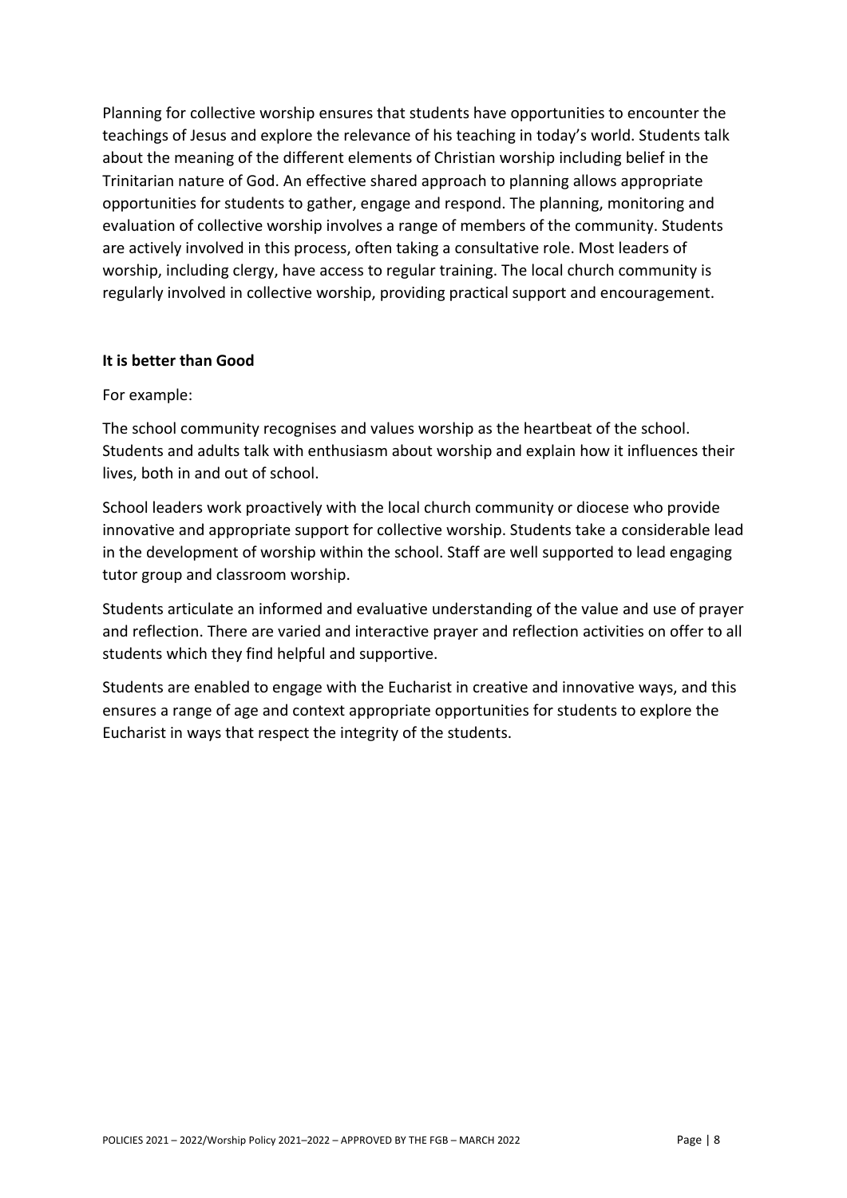Planning for collective worship ensures that students have opportunities to encounter the teachings of Jesus and explore the relevance of his teaching in today's world. Students talk about the meaning of the different elements of Christian worship including belief in the Trinitarian nature of God. An effective shared approach to planning allows appropriate opportunities for students to gather, engage and respond. The planning, monitoring and evaluation of collective worship involves a range of members of the community. Students are actively involved in this process, often taking a consultative role. Most leaders of worship, including clergy, have access to regular training. The local church community is regularly involved in collective worship, providing practical support and encouragement.

**It is better than Good**

For example:

The school community recognises and values worship as the heartbeat of the school. Students and adults talk with enthusiasm about worship and explain how it influences their lives, both in and out of school.

School leaders work proactively with the local church community or diocese who provide innovative and appropriate support for collective worship. Students take a considerable lead in the development of worship within the school. Staff are well supported to lead engaging tutor group and classroom worship.

Students articulate an informed and evaluative understanding of the value and use of prayer and reflection. There are varied and interactive prayer and reflection activities on offer to all students which they find helpful and supportive.

Students are enabled to engage with the Eucharist in creative and innovative ways, and this ensures a range of age and context appropriate opportunities for students to explore the Eucharist in ways that respect the integrity of the students.